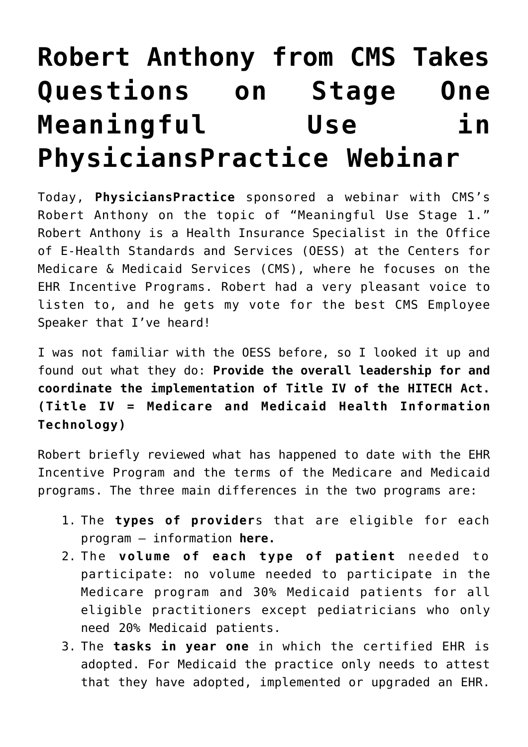# Robert Anthony from CMS Takes Questions on Stage One Meaningful Use in PhysiciansPractice Webinar

Today, **PhysiciansPractice** sponsored a webinar with CMS's Robert Anthony on the topic of "Meaningful Use Stage 1." Robert Anthony is a Health Insurance Specialist in the Office of E-Health Standards and Services (OESS) at the Centers for Medicare & Medicaid Services (CMS), where he focuses on the EHR Incentive Programs. Robert had a very pleasant voice to listen to, and he gets my vote for the best CMS Employee Speaker that I've heard!

I was not familiar with the OESS before, so I looked it up and found out what they do: **Provide the overall leadership for and coordinate the implementation of Title IV of the HITECH Act. (Title IV = Medicare and Medicaid Health Information Technology)**

Robert briefly reviewed what has happened to date with the EHR Incentive Program and the terms of the Medicare and Medicaid programs. The three main differences in the two programs are:

1. The **types of provider**s that are eligible for each program – information **here.**
2. The **volume of each type of patient** needed to participate: no volume needed to participate in the Medicare program and 30% Medicaid patients for all eligible practitioners except pediatricians who only need 20% Medicaid patients.
3. The **tasks in year one** in which the certified EHR is adopted. For Medicaid the practice only needs to attest that they have adopted, implemented or upgraded an EHR.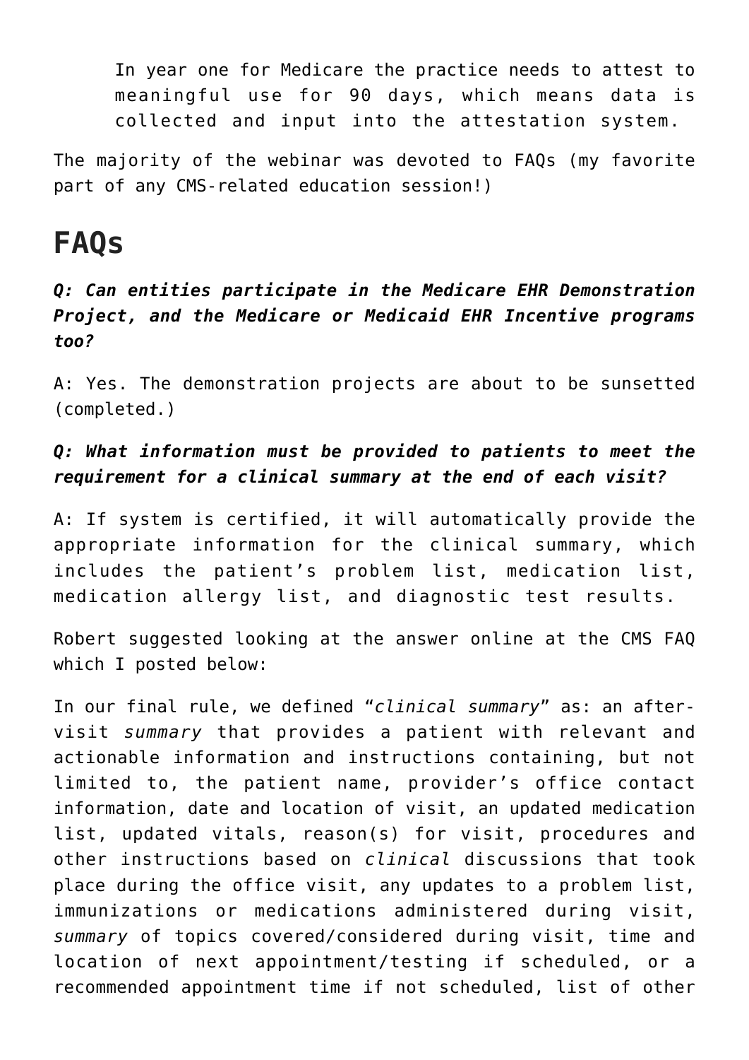> In year one for Medicare the practice needs to attest to meaningful use for 90 days, which means data is collected and input into the attestation system.

The majority of the webinar was devoted to FAQs (my favorite part of any CMS-related education session!)

## FAQs

***Q: Can entities participate in the Medicare EHR Demonstration Project, and the Medicare or Medicaid EHR Incentive programs too?***

A: Yes. The demonstration projects are about to be sunsetted (completed.)

***Q: What information must be provided to patients to meet the requirement for a clinical summary at the end of each visit?***

A: If system is certified, it will automatically provide the appropriate information for the clinical summary, which includes the patient's problem list, medication list, medication allergy list, and diagnostic test results.

Robert suggested looking at the answer online at the CMS FAQ which I posted below:

In our final rule, we defined "*clinical summary*" as: an after-visit *summary* that provides a patient with relevant and actionable information and instructions containing, but not limited to, the patient name, provider's office contact information, date and location of visit, an updated medication list, updated vitals, reason(s) for visit, procedures and other instructions based on *clinical* discussions that took place during the office visit, any updates to a problem list, immunizations or medications administered during visit, *summary* of topics covered/considered during visit, time and location of next appointment/testing if scheduled, or a recommended appointment time if not scheduled, list of other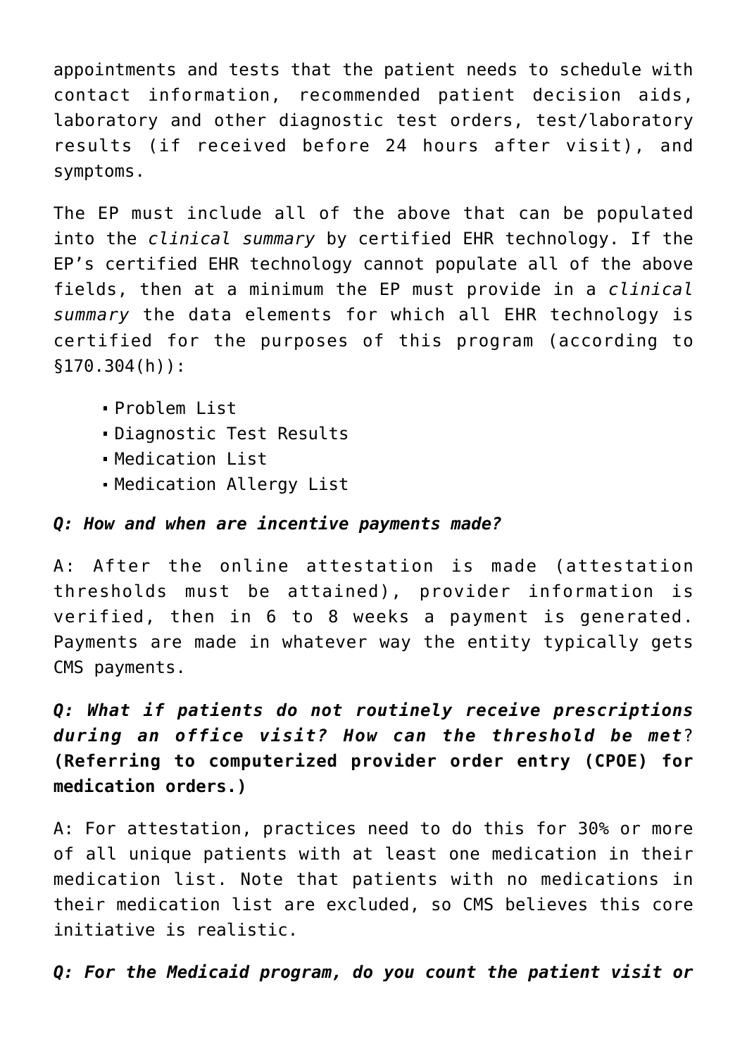appointments and tests that the patient needs to schedule with contact information, recommended patient decision aids, laboratory and other diagnostic test orders, test/laboratory results (if received before 24 hours after visit), and symptoms.

The EP must include all of the above that can be populated into the *clinical summary* by certified EHR technology. If the EP's certified EHR technology cannot populate all of the above fields, then at a minimum the EP must provide in a *clinical summary* the data elements for which all EHR technology is certified for the purposes of this program (according to §170.304(h)):

- Problem List
- Diagnostic Test Results
- Medication List
- Medication Allergy List

***Q: How and when are incentive payments made?***

A: After the online attestation is made (attestation thresholds must be attained), provider information is verified, then in 6 to 8 weeks a payment is generated. Payments are made in whatever way the entity typically gets CMS payments.

***Q: What if patients do not routinely receive prescriptions during an office visit? How can the threshold be met*? **(Referring to computerized provider order entry (CPOE) for medication orders.)**

A: For attestation, practices need to do this for 30% or more of all unique patients with at least one medication in their medication list. Note that patients with no medications in their medication list are excluded, so CMS believes this core initiative is realistic.

***Q: For the Medicaid program, do you count the patient visit or***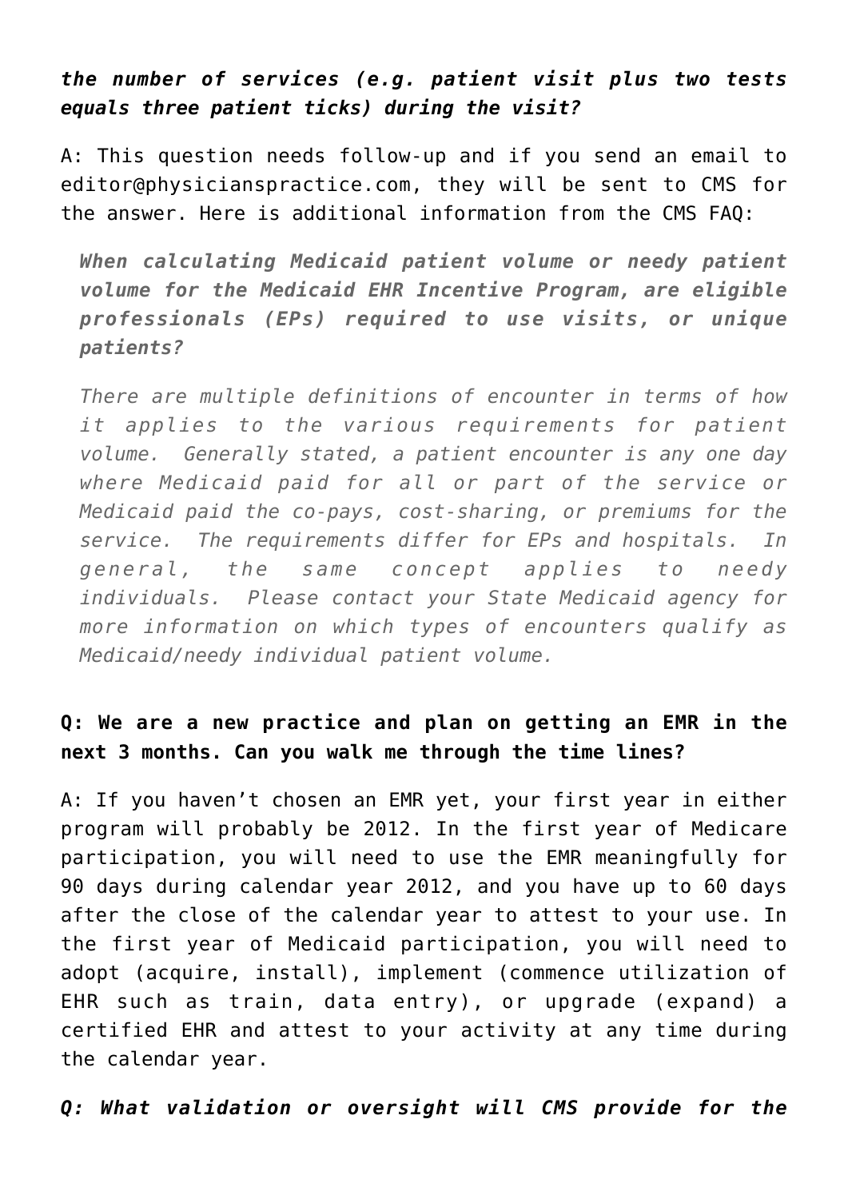***the number of services (e.g. patient visit plus two tests equals three patient ticks) during the visit?***

A: This question needs follow-up and if you send an email to editor@physicianspractice.com, they will be sent to CMS for the answer. Here is additional information from the CMS FAQ:

> ***When calculating Medicaid patient volume or needy patient volume for the Medicaid EHR Incentive Program, are eligible professionals (EPs) required to use visits, or unique patients?***
>
> *There are multiple definitions of encounter in terms of how it applies to the various requirements for patient volume. Generally stated, a patient encounter is any one day where Medicaid paid for all or part of the service or Medicaid paid the co-pays, cost-sharing, or premiums for the service. The requirements differ for EPs and hospitals. In general, the same concept applies to needy individuals. Please contact your State Medicaid agency for more information on which types of encounters qualify as Medicaid/needy individual patient volume.*

**Q: We are a new practice and plan on getting an EMR in the next 3 months. Can you walk me through the time lines?**

A: If you haven't chosen an EMR yet, your first year in either program will probably be 2012. In the first year of Medicare participation, you will need to use the EMR meaningfully for 90 days during calendar year 2012, and you have up to 60 days after the close of the calendar year to attest to your use. In the first year of Medicaid participation, you will need to adopt (acquire, install), implement (commence utilization of EHR such as train, data entry), or upgrade (expand) a certified EHR and attest to your activity at any time during the calendar year.

***Q: What validation or oversight will CMS provide for the***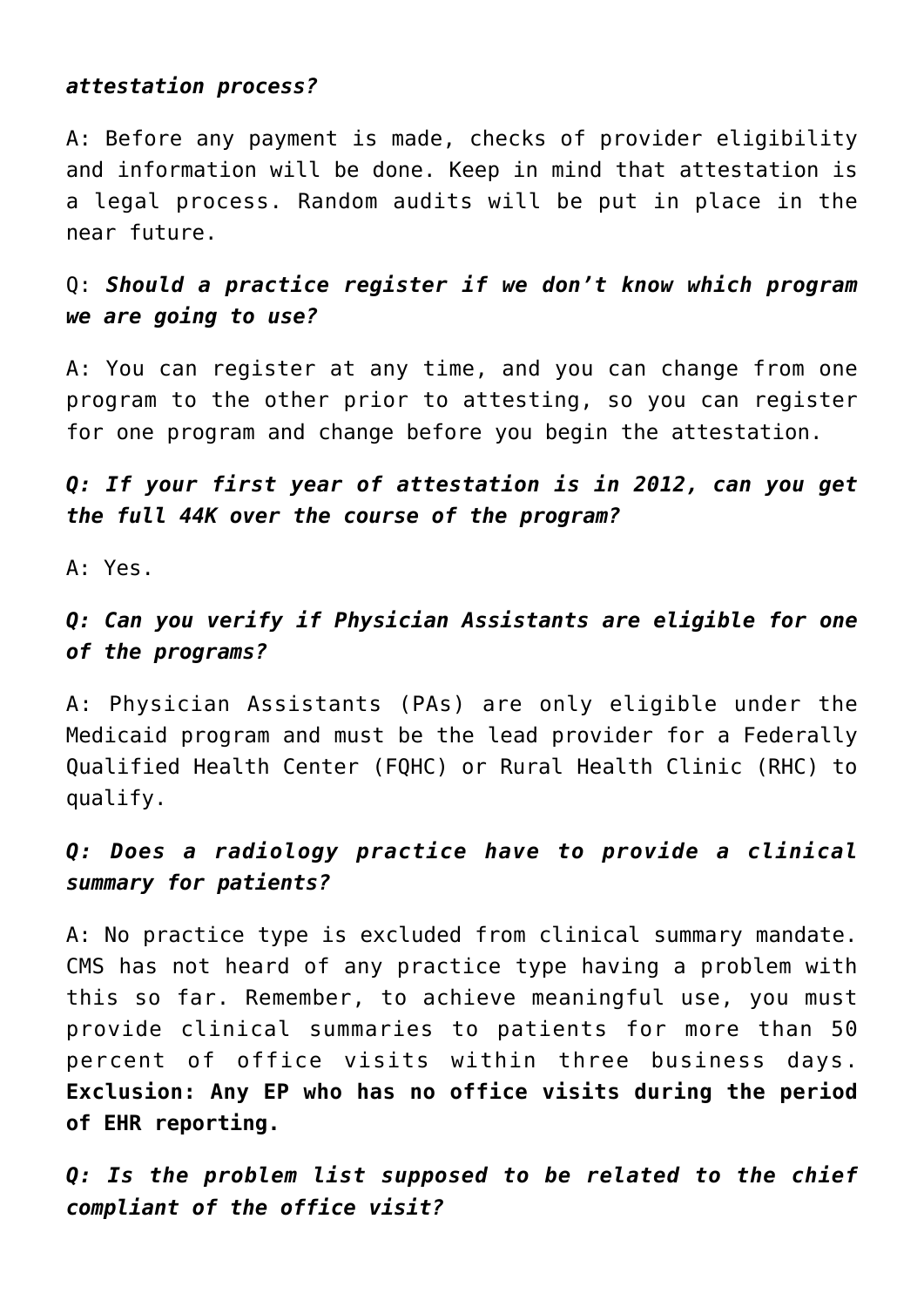*attestation process?*

A: Before any payment is made, checks of provider eligibility and information will be done. Keep in mind that attestation is a legal process. Random audits will be put in place in the near future.

Q: ***Should a practice register if we don't know which program we are going to use?***

A: You can register at any time, and you can change from one program to the other prior to attesting, so you can register for one program and change before you begin the attestation.

***Q: If your first year of attestation is in 2012, can you get the full 44K over the course of the program?***

A: Yes.

***Q: Can you verify if Physician Assistants are eligible for one of the programs?***

A: Physician Assistants (PAs) are only eligible under the Medicaid program and must be the lead provider for a Federally Qualified Health Center (FQHC) or Rural Health Clinic (RHC) to qualify.

***Q: Does a radiology practice have to provide a clinical summary for patients?***

A: No practice type is excluded from clinical summary mandate. CMS has not heard of any practice type having a problem with this so far. Remember, to achieve meaningful use, you must provide clinical summaries to patients for more than 50 percent of office visits within three business days. **Exclusion: Any EP who has no office visits during the period of EHR reporting.**

***Q: Is the problem list supposed to be related to the chief compliant of the office visit?***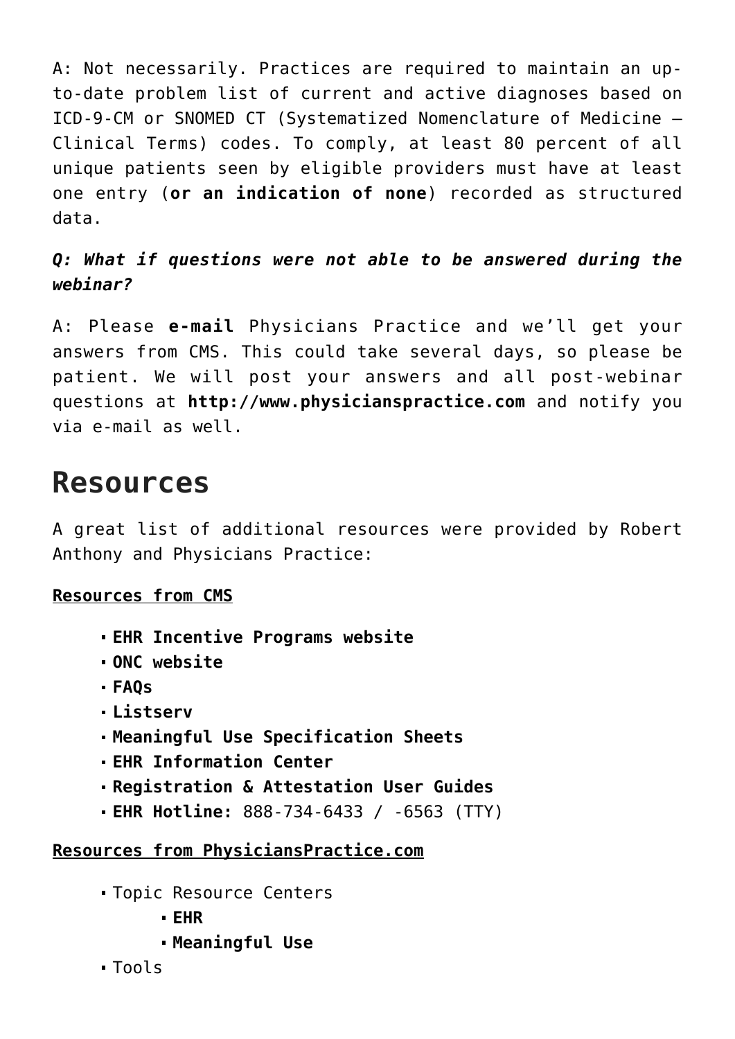A: Not necessarily. Practices are required to maintain an up-to-date problem list of current and active diagnoses based on ICD-9-CM or SNOMED CT (Systematized Nomenclature of Medicine – Clinical Terms) codes. To comply, at least 80 percent of all unique patients seen by eligible providers must have at least one entry (**or an indication of none**) recorded as structured data.

***Q: What if questions were not able to be answered during the webinar?***

A: Please **e-mail** Physicians Practice and we'll get your answers from CMS. This could take several days, so please be patient. We will post your answers and all post-webinar questions at **http://www.physicianspractice.com** and notify you via e-mail as well.

# Resources

A great list of additional resources were provided by Robert Anthony and Physicians Practice:

**Resources from CMS**

- **EHR Incentive Programs website**
- **ONC website**
- **FAQs**
- **Listserv**
- **Meaningful Use Specification Sheets**
- **EHR Information Center**
- **Registration & Attestation User Guides**
- **EHR Hotline:** 888-734-6433 / -6563 (TTY)

**Resources from PhysiciansPractice.com**

- Topic Resource Centers
  - **EHR**
  - **Meaningful Use**
- Tools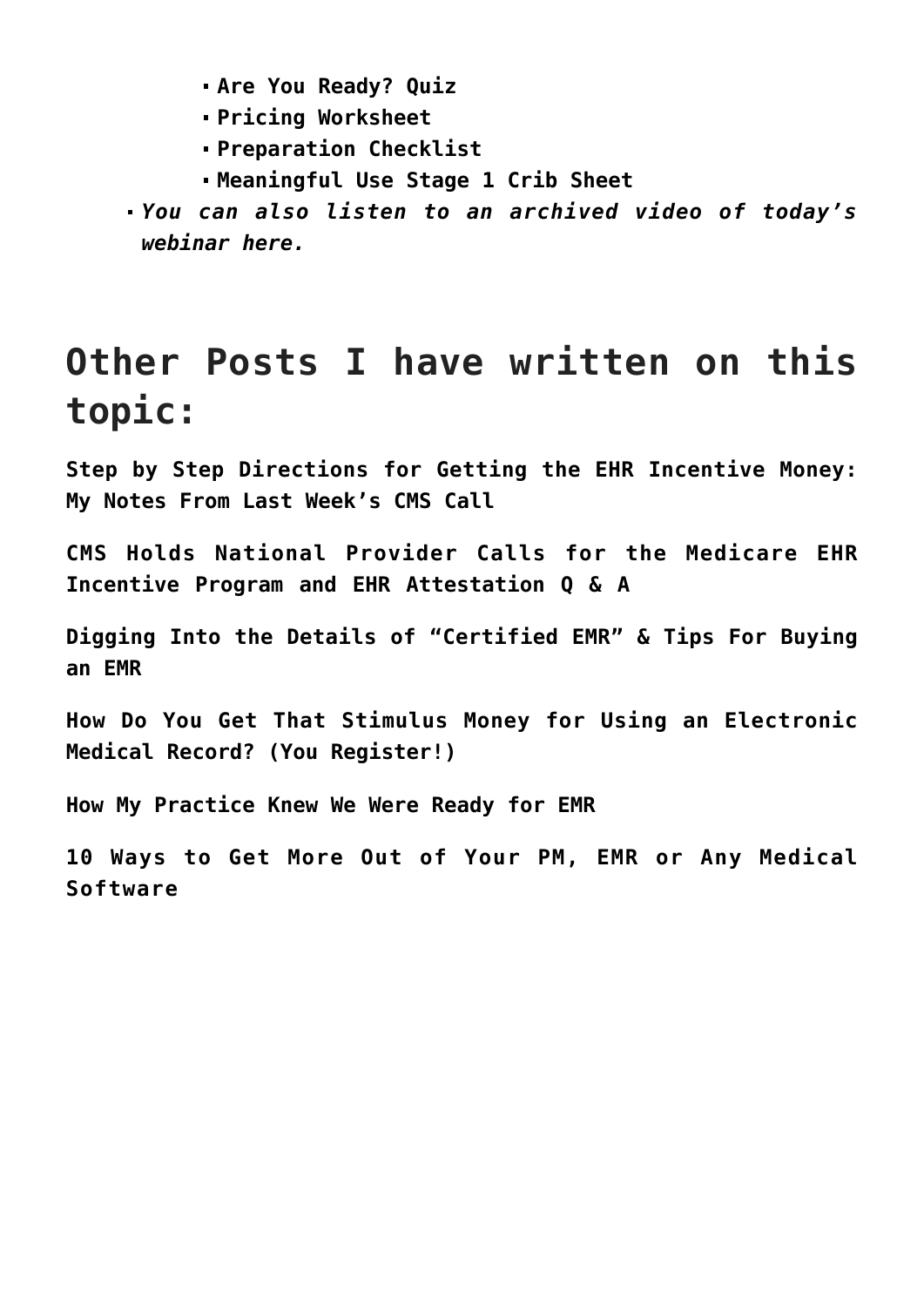- **Are You Ready? Quiz**
    - **Pricing Worksheet**
    - **Preparation Checklist**
    - **Meaningful Use Stage 1 Crib Sheet**
- ***You can also listen to an archived video of today's webinar here.***

## Other Posts I have written on this topic:

**Step by Step Directions for Getting the EHR Incentive Money: My Notes From Last Week's CMS Call**

**CMS Holds National Provider Calls for the Medicare EHR Incentive Program and EHR Attestation Q & A**

**Digging Into the Details of "Certified EMR" & Tips For Buying an EMR**

**How Do You Get That Stimulus Money for Using an Electronic Medical Record? (You Register!)**

**How My Practice Knew We Were Ready for EMR**

**10 Ways to Get More Out of Your PM, EMR or Any Medical Software**